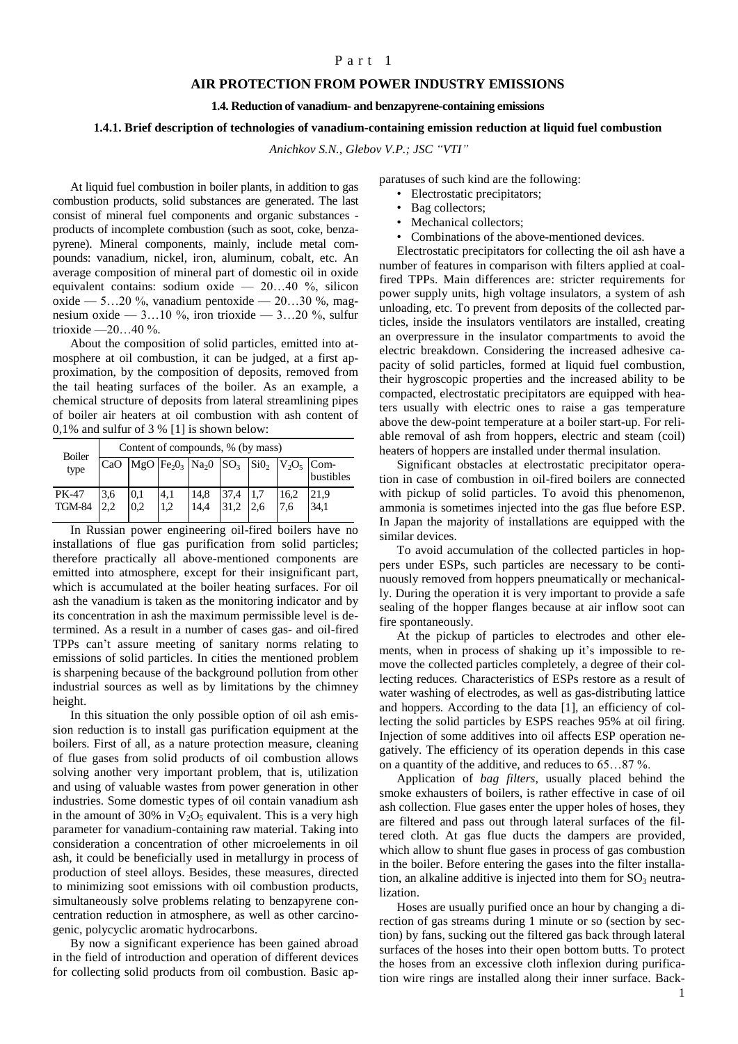Part 1

# AIR PROTECTION FROM POWER INDUSTRY EMISSIONS

## 1.4. Reduction of vanadium- and benzapyrene-containing emissions

### 1.4.1. Brief description of technologies of vanadium-containing emission reduction at liquid fuel combustion

*Anichkov S.N., Glebov V.P.; JSC "VTI"*

At liquid fuel combustion in boiler plants, in addition to gas combustion products, solid substances are generated. The last consist of mineral fuel components and organic substances - products of incomplete combustion (such as soot, coke, benzapyrene). Mineral components, mainly, include metal compounds: vanadium, nickel, iron, aluminum, cobalt, etc. An average composition of mineral part of domestic oil in oxide equivalent contains: sodium oxide — 20…40 %, silicon oxide — 5…20 %, vanadium pentoxide — 20…30 %, magnesium oxide — 3…10 %, iron trioxide — 3…20 %, sulfur trioxide —20…40 %.

About the composition of solid particles, emitted into atmosphere at oil combustion, it can be judged, at a first approximation, by the composition of deposits, removed from the tail heating surfaces of the boiler. As an example, a chemical structure of deposits from lateral streamlining pipes of boiler air heaters at oil combustion with ash content of 0,1% and sulfur of 3 % [1] is shown below:

| Boiler type | Content of compounds, % (by mass) | | | | | | | |
|---|---|---|---|---|---|---|---|---|
| | CaO | MgO | $Fe_2O_3$ | $Na_2O$ | $SO_3$ | $SiO_2$ | $V_2O_5$ | Combustibles |
| PK-47 | 3,6 | 0,1 | 4,1 | 14,8 | 37,4 | 1,7 | 16,2 | 21,9 |
| TGM-84 | 2,2 | 0,2 | 1,2 | 14,4 | 31,2 | 2,6 | 7,6 | 34,1 |

In Russian power engineering oil-fired boilers have no installations of flue gas purification from solid particles; therefore practically all above-mentioned components are emitted into atmosphere, except for their insignificant part, which is accumulated at the boiler heating surfaces. For oil ash the vanadium is taken as the monitoring indicator and by its concentration in ash the maximum permissible level is determined. As a result in a number of cases gas- and oil-fired TPPs can't assure meeting of sanitary norms relating to emissions of solid particles. In cities the mentioned problem is sharpening because of the background pollution from other industrial sources as well as by limitations by the chimney height.

In this situation the only possible option of oil ash emission reduction is to install gas purification equipment at the boilers. First of all, as a nature protection measure, cleaning of flue gases from solid products of oil combustion allows solving another very important problem, that is, utilization and using of valuable wastes from power generation in other industries. Some domestic types of oil contain vanadium ash in the amount of 30% in $V_2O_5$ equivalent. This is a very high parameter for vanadium-containing raw material. Taking into consideration a concentration of other microelements in oil ash, it could be beneficially used in metallurgy in process of production of steel alloys. Besides, these measures, directed to minimizing soot emissions with oil combustion products, simultaneously solve problems relating to benzapyrene concentration reduction in atmosphere, as well as other carcinogenic, polycyclic aromatic hydrocarbons.

By now a significant experience has been gained abroad in the field of introduction and operation of different devices for collecting solid products from oil combustion. Basic apparatuses of such kind are the following:

- Electrostatic precipitators;
- Bag collectors;
- Mechanical collectors;
- Combinations of the above-mentioned devices.

Electrostatic precipitators for collecting the oil ash have a number of features in comparison with filters applied at coal-fired TPPs. Main differences are: stricter requirements for power supply units, high voltage insulators, a system of ash unloading, etc. To prevent from deposits of the collected particles, inside the insulators ventilators are installed, creating an overpressure in the insulator compartments to avoid the electric breakdown. Considering the increased adhesive capacity of solid particles, formed at liquid fuel combustion, their hygroscopic properties and the increased ability to be compacted, electrostatic precipitators are equipped with heaters usually with electric ones to raise a gas temperature above the dew-point temperature at a boiler start-up. For reliable removal of ash from hoppers, electric and steam (coil) heaters of hoppers are installed under thermal insulation.

Significant obstacles at electrostatic precipitator operation in case of combustion in oil-fired boilers are connected with pickup of solid particles. To avoid this phenomenon, ammonia is sometimes injected into the gas flue before ESP. In Japan the majority of installations are equipped with the similar devices.

To avoid accumulation of the collected particles in hoppers under ESPs, such particles are necessary to be continuously removed from hoppers pneumatically or mechanically. During the operation it is very important to provide a safe sealing of the hopper flanges because at air inflow soot can fire spontaneously.

At the pickup of particles to electrodes and other elements, when in process of shaking up it's impossible to remove the collected particles completely, a degree of their collecting reduces. Characteristics of ESPs restore as a result of water washing of electrodes, as well as gas-distributing lattice and hoppers. According to the data [1], an efficiency of collecting the solid particles by ESPS reaches 95% at oil firing. Injection of some additives into oil affects ESP operation negatively. The efficiency of its operation depends in this case on a quantity of the additive, and reduces to 65…87 %.

Application of *bag filters*, usually placed behind the smoke exhausters of boilers, is rather effective in case of oil ash collection. Flue gases enter the upper holes of hoses, they are filtered and pass out through lateral surfaces of the filtered cloth. At gas flue ducts the dampers are provided, which allow to shunt flue gases in process of gas combustion in the boiler. Before entering the gases into the filter installation, an alkaline additive is injected into them for $SO_3$ neutralization.

Hoses are usually purified once an hour by changing a direction of gas streams during 1 minute or so (section by section) by fans, sucking out the filtered gas back through lateral surfaces of the hoses into their open bottom butts. To protect the hoses from an excessive cloth inflexion during purification wire rings are installed along their inner surface. Back-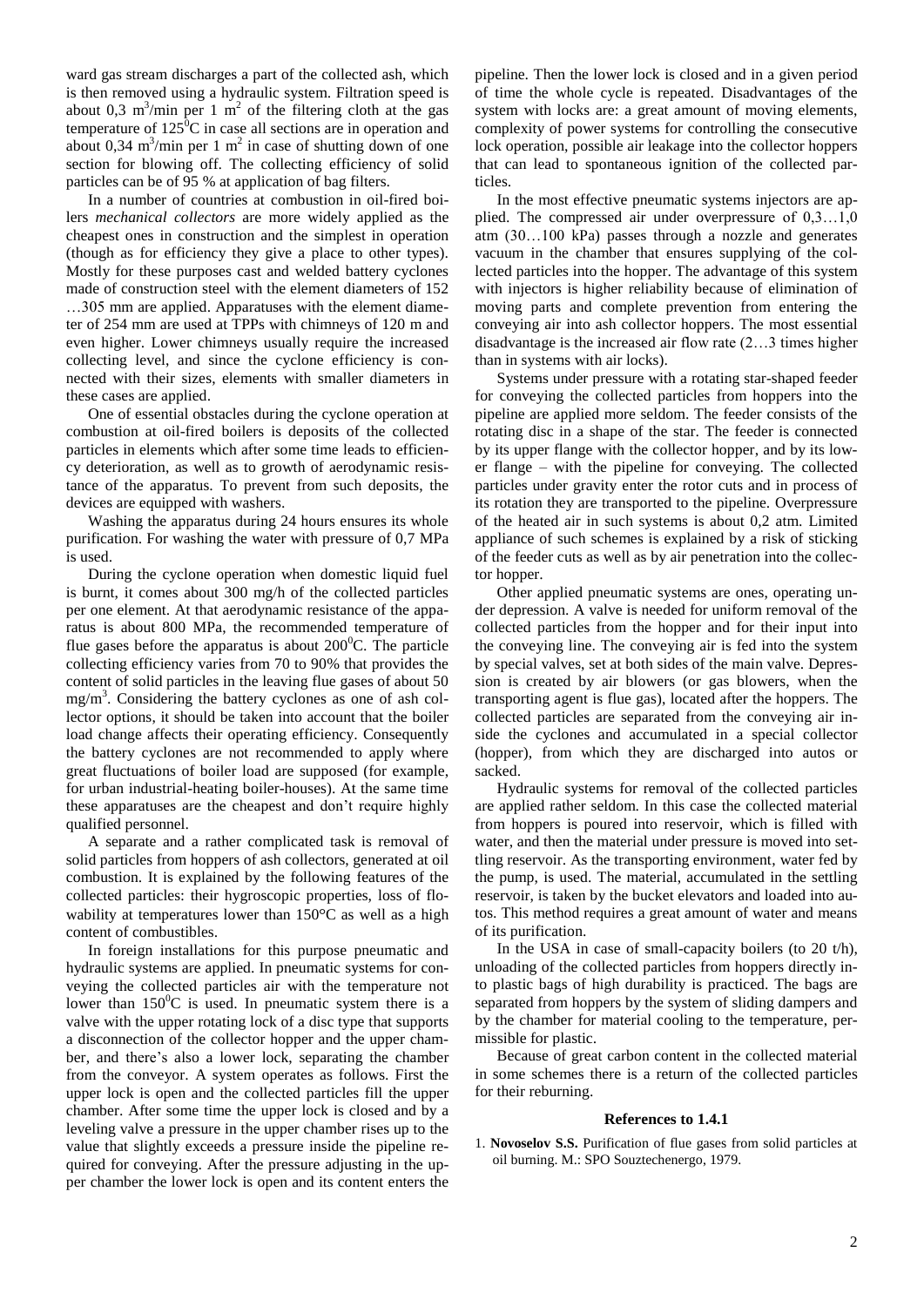ward gas stream discharges a part of the collected ash, which is then removed using a hydraulic system. Filtration speed is about 0,3 $m^3$/min per 1 $m^2$ of the filtering cloth at the gas temperature of 125$^0$C in case all sections are in operation and about 0,34 $m^3$/min per 1 $m^2$ in case of shutting down of one section for blowing off. The collecting efficiency of solid particles can be of 95 % at application of bag filters.

In a number of countries at combustion in oil-fired boilers *mechanical collectors* are more widely applied as the cheapest ones in construction and the simplest in operation (though as for efficiency they give a place to other types). Mostly for these purposes cast and welded battery cyclones made of construction steel with the element diameters of 152 …305 mm are applied. Apparatuses with the element diameter of 254 mm are used at TPPs with chimneys of 120 m and even higher. Lower chimneys usually require the increased collecting level, and since the cyclone efficiency is connected with their sizes, elements with smaller diameters in these cases are applied.

One of essential obstacles during the cyclone operation at combustion at oil-fired boilers is deposits of the collected particles in elements which after some time leads to efficiency deterioration, as well as to growth of aerodynamic resistance of the apparatus. To prevent from such deposits, the devices are equipped with washers.

Washing the apparatus during 24 hours ensures its whole purification. For washing the water with pressure of 0,7 MPa is used.

During the cyclone operation when domestic liquid fuel is burnt, it comes about 300 mg/h of the collected particles per one element. At that aerodynamic resistance of the apparatus is about 800 MPa, the recommended temperature of flue gases before the apparatus is about 200$^0$C. The particle collecting efficiency varies from 70 to 90% that provides the content of solid particles in the leaving flue gases of about 50 mg/$m^3$. Considering the battery cyclones as one of ash collector options, it should be taken into account that the boiler load change affects their operating efficiency. Consequently the battery cyclones are not recommended to apply where great fluctuations of boiler load are supposed (for example, for urban industrial-heating boiler-houses). At the same time these apparatuses are the cheapest and don't require highly qualified personnel.

A separate and a rather complicated task is removal of solid particles from hoppers of ash collectors, generated at oil combustion. It is explained by the following features of the collected particles: their hygroscopic properties, loss of flowability at temperatures lower than 150°C as well as a high content of combustibles.

In foreign installations for this purpose pneumatic and hydraulic systems are applied. In pneumatic systems for conveying the collected particles air with the temperature not lower than 150$^0$C is used. In pneumatic system there is a valve with the upper rotating lock of a disc type that supports a disconnection of the collector hopper and the upper chamber, and there's also a lower lock, separating the chamber from the conveyor. A system operates as follows. First the upper lock is open and the collected particles fill the upper chamber. After some time the upper lock is closed and by a leveling valve a pressure in the upper chamber rises up to the value that slightly exceeds a pressure inside the pipeline required for conveying. After the pressure adjusting in the upper chamber the lower lock is open and its content enters the pipeline. Then the lower lock is closed and in a given period of time the whole cycle is repeated. Disadvantages of the system with locks are: a great amount of moving elements, complexity of power systems for controlling the consecutive lock operation, possible air leakage into the collector hoppers that can lead to spontaneous ignition of the collected particles.

In the most effective pneumatic systems injectors are applied. The compressed air under overpressure of 0,3…1,0 atm (30…100 kPa) passes through a nozzle and generates vacuum in the chamber that ensures supplying of the collected particles into the hopper. The advantage of this system with injectors is higher reliability because of elimination of moving parts and complete prevention from entering the conveying air into ash collector hoppers. The most essential disadvantage is the increased air flow rate (2…3 times higher than in systems with air locks).

Systems under pressure with a rotating star-shaped feeder for conveying the collected particles from hoppers into the pipeline are applied more seldom. The feeder consists of the rotating disc in a shape of the star. The feeder is connected by its upper flange with the collector hopper, and by its lower flange – with the pipeline for conveying. The collected particles under gravity enter the rotor cuts and in process of its rotation they are transported to the pipeline. Overpressure of the heated air in such systems is about 0,2 atm. Limited appliance of such schemes is explained by a risk of sticking of the feeder cuts as well as by air penetration into the collector hopper.

Other applied pneumatic systems are ones, operating under depression. A valve is needed for uniform removal of the collected particles from the hopper and for their input into the conveying line. The conveying air is fed into the system by special valves, set at both sides of the main valve. Depression is created by air blowers (or gas blowers, when the transporting agent is flue gas), located after the hoppers. The collected particles are separated from the conveying air inside the cyclones and accumulated in a special collector (hopper), from which they are discharged into autos or sacked.

Hydraulic systems for removal of the collected particles are applied rather seldom. In this case the collected material from hoppers is poured into reservoir, which is filled with water, and then the material under pressure is moved into settling reservoir. As the transporting environment, water fed by the pump, is used. The material, accumulated in the settling reservoir, is taken by the bucket elevators and loaded into autos. This method requires a great amount of water and means of its purification.

In the USA in case of small-capacity boilers (to 20 t/h), unloading of the collected particles from hoppers directly into plastic bags of high durability is practiced. The bags are separated from hoppers by the system of sliding dampers and by the chamber for material cooling to the temperature, permissible for plastic.

Because of great carbon content in the collected material in some schemes there is a return of the collected particles for their reburning.

### References to 1.4.1

1. **Novoselov S.S.** Purification of flue gases from solid particles at oil burning. M.: SPO Souztechenergo, 1979.